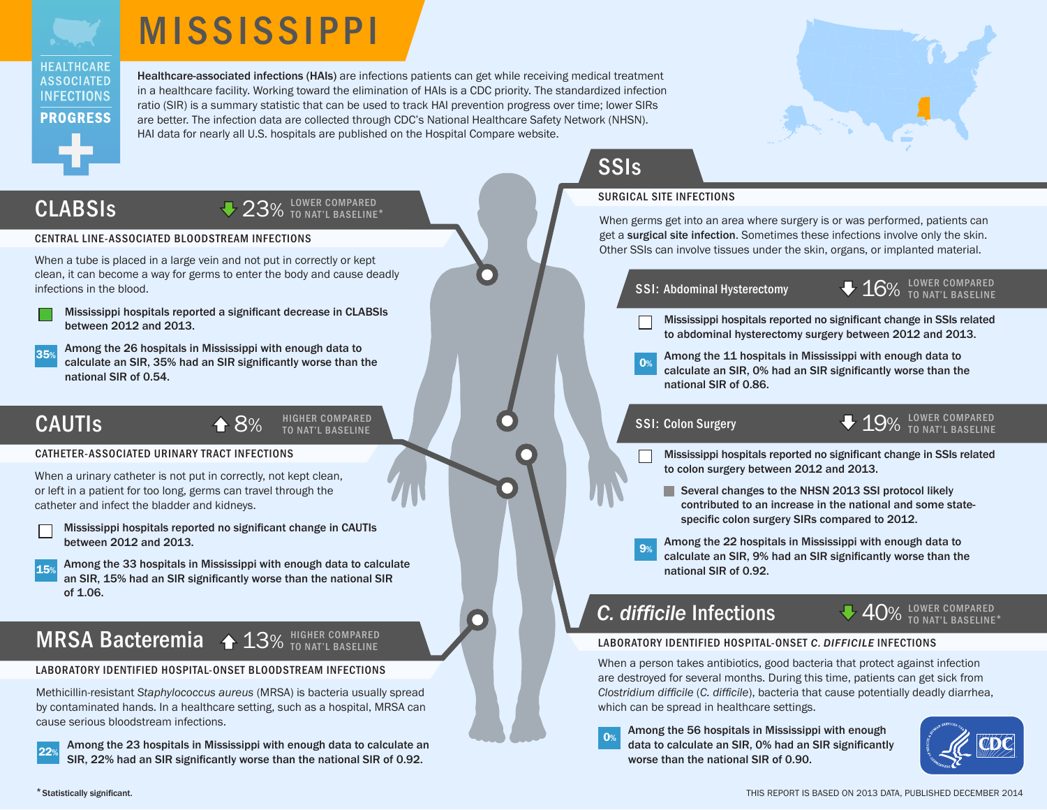# MISSISSIPPI

HEALTHCARE ASSOCIATED INFECTIONS

**PROGRESS**

**Healthcare-associated infections (HAIs)** are infections patients can get while receiving medical treatment in a healthcare facility. Working toward the elimination of HAIs is a CDC priority. The standardized infection ratio (SIR) is a summary statistic that can be used to track HAI prevention progress over time; lower SIRs are better. The infection data are collected through CDC's National Healthcare Safety Network (NHSN). HAI data for nearly all U.S. hospitals are published on the Hospital Compare website.

## CLABSIs

↓ 23% LOWER COMPARED TO NAT'L BASELINE*

### CENTRAL LINE-ASSOCIATED BLOODSTREAM INFECTIONS

When a tube is placed in a large vein and not put in correctly or kept clean, it can become a way for germs to enter the body and cause deadly infections in the blood.

- **Mississippi hospitals reported a significant decrease in CLABSIs between 2012 and 2013.**
- **35%** **Among the 26 hospitals in Mississippi with enough data to calculate an SIR, 35% had an SIR significantly worse than the national SIR of 0.54.**

## CAUTIs

↑ 8% HIGHER COMPARED TO NAT'L BASELINE

### CATHETER-ASSOCIATED URINARY TRACT INFECTIONS

When a urinary catheter is not put in correctly, not kept clean, or left in a patient for too long, germs can travel through the catheter and infect the bladder and kidneys.

- **Mississippi hospitals reported no significant change in CAUTIs between 2012 and 2013.**
- **15%** **Among the 33 hospitals in Mississippi with enough data to calculate an SIR, 15% had an SIR significantly worse than the national SIR of 1.06.**

## MRSA Bacteremia

↑ 13% HIGHER COMPARED TO NAT'L BASELINE

### LABORATORY IDENTIFIED HOSPITAL-ONSET BLOODSTREAM INFECTIONS

Methicillin-resistant *Staphylococcus aureus* (MRSA) is bacteria usually spread by contaminated hands. In a healthcare setting, such as a hospital, MRSA can cause serious bloodstream infections.

- **22%** **Among the 23 hospitals in Mississippi with enough data to calculate an SIR, 22% had an SIR significantly worse than the national SIR of 0.92.**

## SSIs

### SURGICAL SITE INFECTIONS

When germs get into an area where surgery is or was performed, patients can get a **surgical site infection**. Sometimes these infections involve only the skin. Other SSIs can involve tissues under the skin, organs, or implanted material.

### SSI: Abdominal Hysterectomy

↓ 16% LOWER COMPARED TO NAT'L BASELINE

- **Mississippi hospitals reported no significant change in SSIs related to abdominal hysterectomy surgery between 2012 and 2013.**
- **0%** **Among the 11 hospitals in Mississippi with enough data to calculate an SIR, 0% had an SIR significantly worse than the national SIR of 0.86.**

### SSI: Colon Surgery

↓ 19% LOWER COMPARED TO NAT'L BASELINE

- **Mississippi hospitals reported no significant change in SSIs related to colon surgery between 2012 and 2013.**
  - **Several changes to the NHSN 2013 SSI protocol likely contributed to an increase in the national and some state-specific colon surgery SIRs compared to 2012.**
- **9%** **Among the 22 hospitals in Mississippi with enough data to calculate an SIR, 9% had an SIR significantly worse than the national SIR of 0.92.**

## *C. difficile* Infections

↓ 40% LOWER COMPARED TO NAT'L BASELINE*

### LABORATORY IDENTIFIED HOSPITAL-ONSET *C. DIFFICILE* INFECTIONS

When a person takes antibiotics, good bacteria that protect against infection are destroyed for several months. During this time, patients can get sick from *Clostridium difficile* (*C. difficile*), bacteria that cause potentially deadly diarrhea, which can be spread in healthcare settings.

- **0%** **Among the 56 hospitals in Mississippi with enough data to calculate an SIR, 0% had an SIR significantly worse than the national SIR of 0.90.**

*Statistically significant.

THIS REPORT IS BASED ON 2013 DATA, PUBLISHED DECEMBER 2014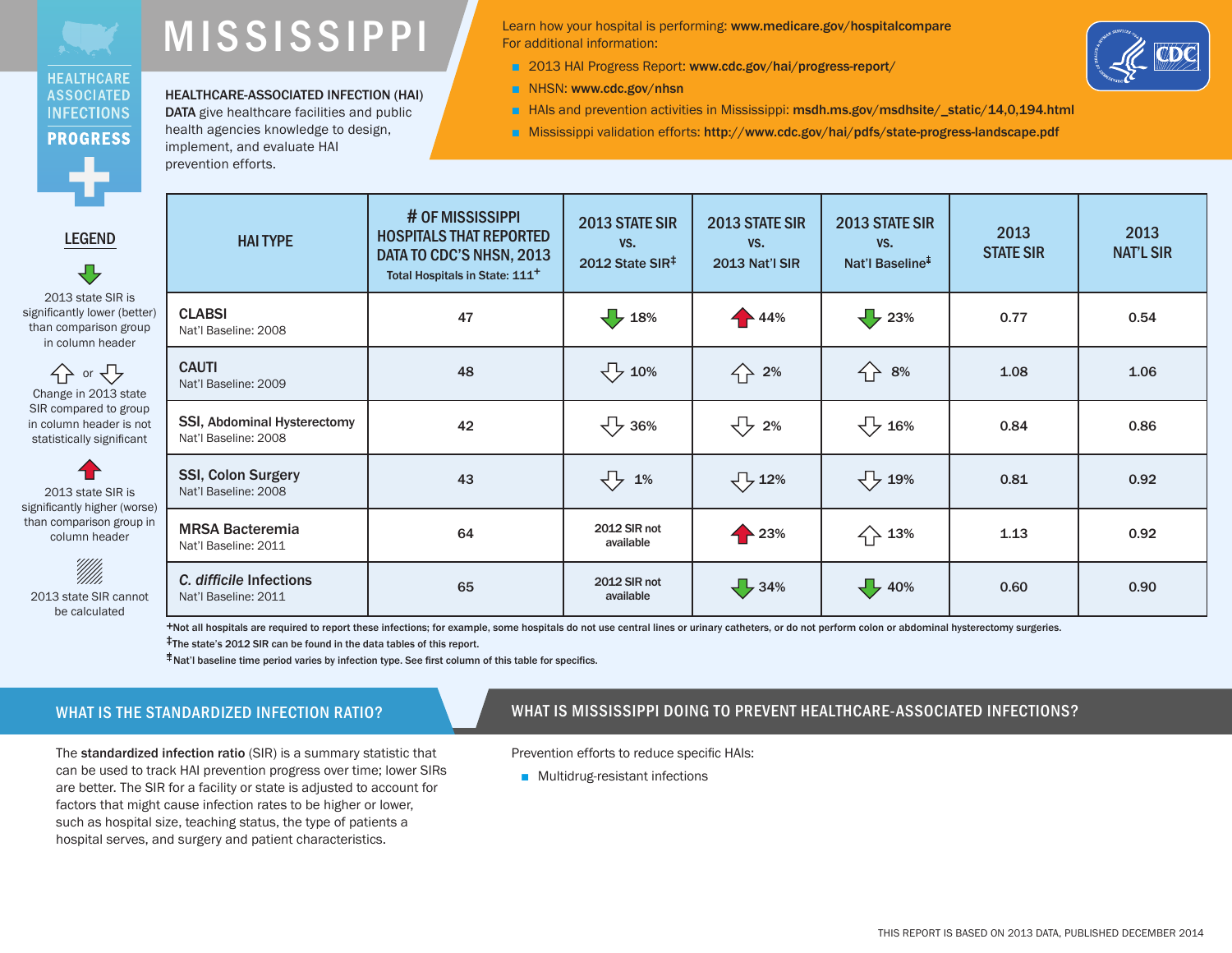# MISSISSIPPI

HEALTHCARE ASSOCIATED INFECTIONS PROGRESS

**HEALTHCARE-ASSOCIATED INFECTION (HAI) DATA** give healthcare facilities and public health agencies knowledge to design, implement, and evaluate HAI prevention efforts.

Learn how your hospital is performing: **www.medicare.gov/hospitalcompare**

For additional information:

- 2013 HAI Progress Report: **www.cdc.gov/hai/progress-report/**
- NHSN: **www.cdc.gov/nhsn**
- HAIs and prevention activities in Mississippi: **msdh.ms.gov/msdhsite/_static/14,0,194.html**
- Mississippi validation efforts: **http://www.cdc.gov/hai/pdfs/state-progress-landscape.pdf**

## LEGEND

- Green down arrow: 2013 state SIR is significantly lower (better) than comparison group in column header
- Outlined up or down arrow: Change in 2013 state SIR compared to group in column header is not statistically significant
- Red up arrow: 2013 state SIR is significantly higher (worse) than comparison group in column header
- Hatched box: 2013 state SIR cannot be calculated

| HAI TYPE | # OF MISSISSIPPI HOSPITALS THAT REPORTED DATA TO CDC'S NHSN, 2013 Total Hospitals in State: 111[+] | 2013 STATE SIR vs. 2012 State SIR[‡] | 2013 STATE SIR vs. 2013 Nat'l SIR | 2013 STATE SIR vs. Nat'l Baseline[‡] | 2013 STATE SIR | 2013 NAT'L SIR |
|---|---|---|---|---|---|---|
| CLABSI<br>Nat'l Baseline: 2008 | 47 | ↓ 18% (significantly lower) | ↑ 44% (significantly higher) | ↓ 23% (significantly lower) | 0.77 | 0.54 |
| CAUTI<br>Nat'l Baseline: 2009 | 48 | ↓ 10% (not significant) | ↑ 2% (not significant) | ↑ 8% (not significant) | 1.08 | 1.06 |
| SSI, Abdominal Hysterectomy<br>Nat'l Baseline: 2008 | 42 | ↓ 36% (not significant) | ↓ 2% (not significant) | ↓ 16% (not significant) | 0.84 | 0.86 |
| SSI, Colon Surgery<br>Nat'l Baseline: 2008 | 43 | ↓ 1% (not significant) | ↓ 12% (not significant) | ↓ 19% (not significant) | 0.81 | 0.92 |
| MRSA Bacteremia<br>Nat'l Baseline: 2011 | 64 | 2012 SIR not available | ↑ 23% (significantly higher) | ↑ 13% (not significant) | 1.13 | 0.92 |
| *C. difficile* Infections<br>Nat'l Baseline: 2011 | 65 | 2012 SIR not available | ↓ 34% (significantly lower) | ↓ 40% (significantly lower) | 0.60 | 0.90 |

[+] Not all hospitals are required to report these infections; for example, some hospitals do not use central lines or urinary catheters, or do not perform colon or abdominal hysterectomy surgeries.

[‡] The state's 2012 SIR can be found in the data tables of this report.

[‡] Nat'l baseline time period varies by infection type. See first column of this table for specifics.

## WHAT IS THE STANDARDIZED INFECTION RATIO?

The **standardized infection ratio** (SIR) is a summary statistic that can be used to track HAI prevention progress over time; lower SIRs are better. The SIR for a facility or state is adjusted to account for factors that might cause infection rates to be higher or lower, such as hospital size, teaching status, the type of patients a hospital serves, and surgery and patient characteristics.

## WHAT IS MISSISSIPPI DOING TO PREVENT HEALTHCARE-ASSOCIATED INFECTIONS?

Prevention efforts to reduce specific HAIs:

- Multidrug-resistant infections

THIS REPORT IS BASED ON 2013 DATA, PUBLISHED DECEMBER 2014